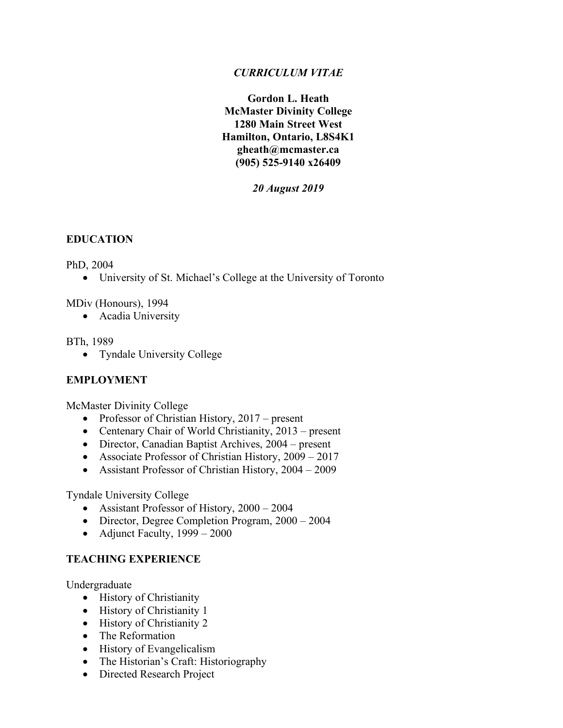*CURRICULUM VITAE*

**Gordon L. Heath**
**McMaster Divinity College**
**1280 Main Street West**
**Hamilton, Ontario, L8S4K1**
**gheath@mcmaster.ca**
**(905) 525-9140 x26409**

***20 August 2019***

## EDUCATION

PhD, 2004

- University of St. Michael's College at the University of Toronto

MDiv (Honours), 1994

- Acadia University

BTh, 1989

- Tyndale University College

## EMPLOYMENT

McMaster Divinity College

- Professor of Christian History, 2017 – present
- Centenary Chair of World Christianity, 2013 – present
- Director, Canadian Baptist Archives, 2004 – present
- Associate Professor of Christian History, 2009 – 2017
- Assistant Professor of Christian History, 2004 – 2009

Tyndale University College

- Assistant Professor of History, 2000 – 2004
- Director, Degree Completion Program, 2000 – 2004
- Adjunct Faculty, 1999 – 2000

## TEACHING EXPERIENCE

Undergraduate

- History of Christianity
- History of Christianity 1
- History of Christianity 2
- The Reformation
- History of Evangelicalism
- The Historian's Craft: Historiography
- Directed Research Project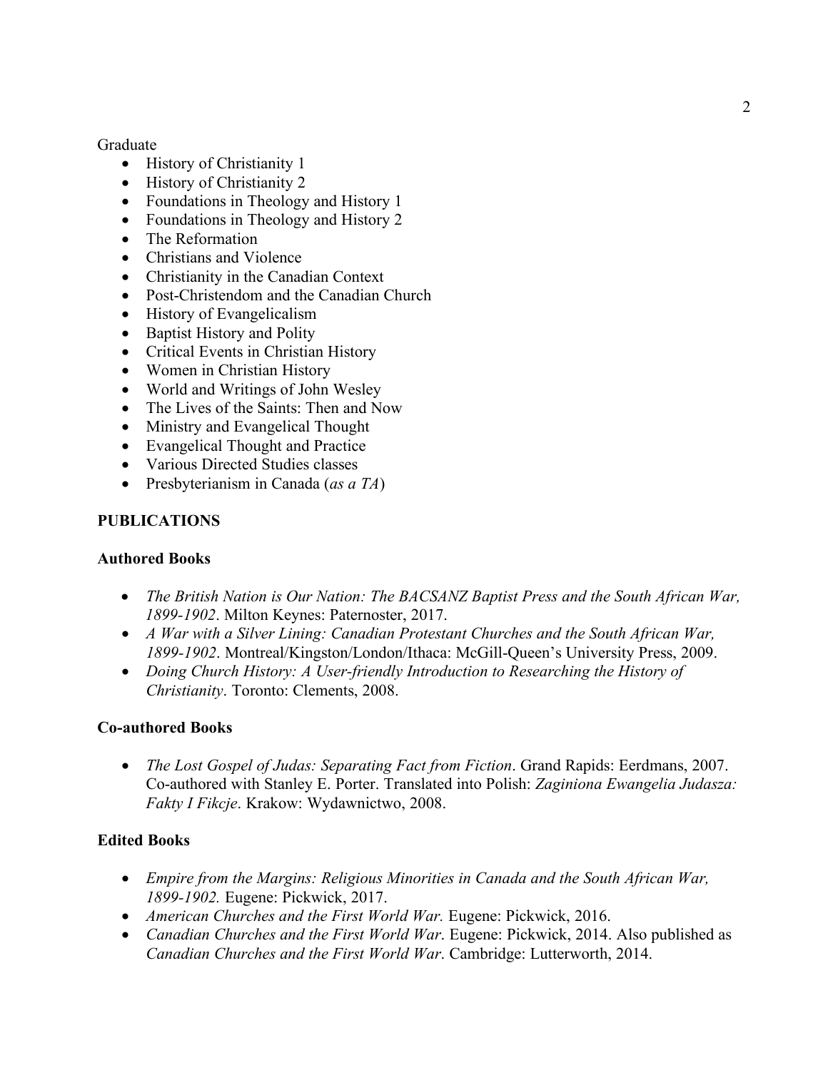Graduate

- History of Christianity 1
- History of Christianity 2
- Foundations in Theology and History 1
- Foundations in Theology and History 2
- The Reformation
- Christians and Violence
- Christianity in the Canadian Context
- Post-Christendom and the Canadian Church
- History of Evangelicalism
- Baptist History and Polity
- Critical Events in Christian History
- Women in Christian History
- World and Writings of John Wesley
- The Lives of the Saints: Then and Now
- Ministry and Evangelical Thought
- Evangelical Thought and Practice
- Various Directed Studies classes
- Presbyterianism in Canada (*as a TA*)

## PUBLICATIONS

### Authored Books

- *The British Nation is Our Nation: The BACSANZ Baptist Press and the South African War, 1899-1902*. Milton Keynes: Paternoster, 2017.
- *A War with a Silver Lining: Canadian Protestant Churches and the South African War, 1899-1902*. Montreal/Kingston/London/Ithaca: McGill-Queen's University Press, 2009.
- *Doing Church History: A User-friendly Introduction to Researching the History of Christianity*. Toronto: Clements, 2008.

### Co-authored Books

- *The Lost Gospel of Judas: Separating Fact from Fiction*. Grand Rapids: Eerdmans, 2007. Co-authored with Stanley E. Porter. Translated into Polish: *Zaginiona Ewangelia Judasza: Fakty I Fikcje*. Krakow: Wydawnictwo, 2008.

### Edited Books

- *Empire from the Margins: Religious Minorities in Canada and the South African War, 1899-1902.* Eugene: Pickwick, 2017.
- *American Churches and the First World War.* Eugene: Pickwick, 2016.
- *Canadian Churches and the First World War*. Eugene: Pickwick, 2014. Also published as *Canadian Churches and the First World War*. Cambridge: Lutterworth, 2014.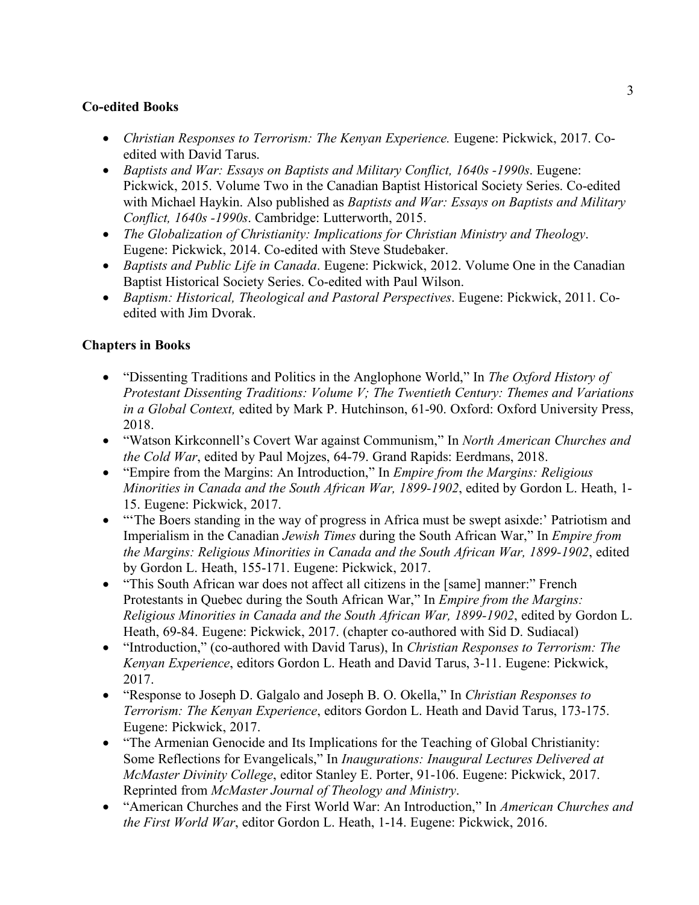**Co-edited Books**

- *Christian Responses to Terrorism: The Kenyan Experience.* Eugene: Pickwick, 2017. Co-edited with David Tarus.
- *Baptists and War: Essays on Baptists and Military Conflict, 1640s -1990s*. Eugene: Pickwick, 2015. Volume Two in the Canadian Baptist Historical Society Series. Co-edited with Michael Haykin. Also published as *Baptists and War: Essays on Baptists and Military Conflict, 1640s -1990s*. Cambridge: Lutterworth, 2015.
- *The Globalization of Christianity: Implications for Christian Ministry and Theology*. Eugene: Pickwick, 2014. Co-edited with Steve Studebaker.
- *Baptists and Public Life in Canada*. Eugene: Pickwick, 2012. Volume One in the Canadian Baptist Historical Society Series. Co-edited with Paul Wilson.
- *Baptism: Historical, Theological and Pastoral Perspectives*. Eugene: Pickwick, 2011. Co-edited with Jim Dvorak.

**Chapters in Books**

- "Dissenting Traditions and Politics in the Anglophone World," In *The Oxford History of Protestant Dissenting Traditions: Volume V; The Twentieth Century: Themes and Variations in a Global Context,* edited by Mark P. Hutchinson, 61-90. Oxford: Oxford University Press, 2018.
- "Watson Kirkconnell's Covert War against Communism," In *North American Churches and the Cold War*, edited by Paul Mojzes, 64-79. Grand Rapids: Eerdmans, 2018.
- "Empire from the Margins: An Introduction," In *Empire from the Margins: Religious Minorities in Canada and the South African War, 1899-1902*, edited by Gordon L. Heath, 1-15. Eugene: Pickwick, 2017.
- "'The Boers standing in the way of progress in Africa must be swept asixde:' Patriotism and Imperialism in the Canadian *Jewish Times* during the South African War," In *Empire from the Margins: Religious Minorities in Canada and the South African War, 1899-1902*, edited by Gordon L. Heath, 155-171. Eugene: Pickwick, 2017.
- "This South African war does not affect all citizens in the [same] manner:" French Protestants in Quebec during the South African War," In *Empire from the Margins: Religious Minorities in Canada and the South African War, 1899-1902*, edited by Gordon L. Heath, 69-84. Eugene: Pickwick, 2017. (chapter co-authored with Sid D. Sudiacal)
- "Introduction," (co-authored with David Tarus), In *Christian Responses to Terrorism: The Kenyan Experience*, editors Gordon L. Heath and David Tarus, 3-11. Eugene: Pickwick, 2017.
- "Response to Joseph D. Galgalo and Joseph B. O. Okella," In *Christian Responses to Terrorism: The Kenyan Experience*, editors Gordon L. Heath and David Tarus, 173-175. Eugene: Pickwick, 2017.
- "The Armenian Genocide and Its Implications for the Teaching of Global Christianity: Some Reflections for Evangelicals," In *Inaugurations: Inaugural Lectures Delivered at McMaster Divinity College*, editor Stanley E. Porter, 91-106. Eugene: Pickwick, 2017. Reprinted from *McMaster Journal of Theology and Ministry*.
- "American Churches and the First World War: An Introduction," In *American Churches and the First World War*, editor Gordon L. Heath, 1-14. Eugene: Pickwick, 2016.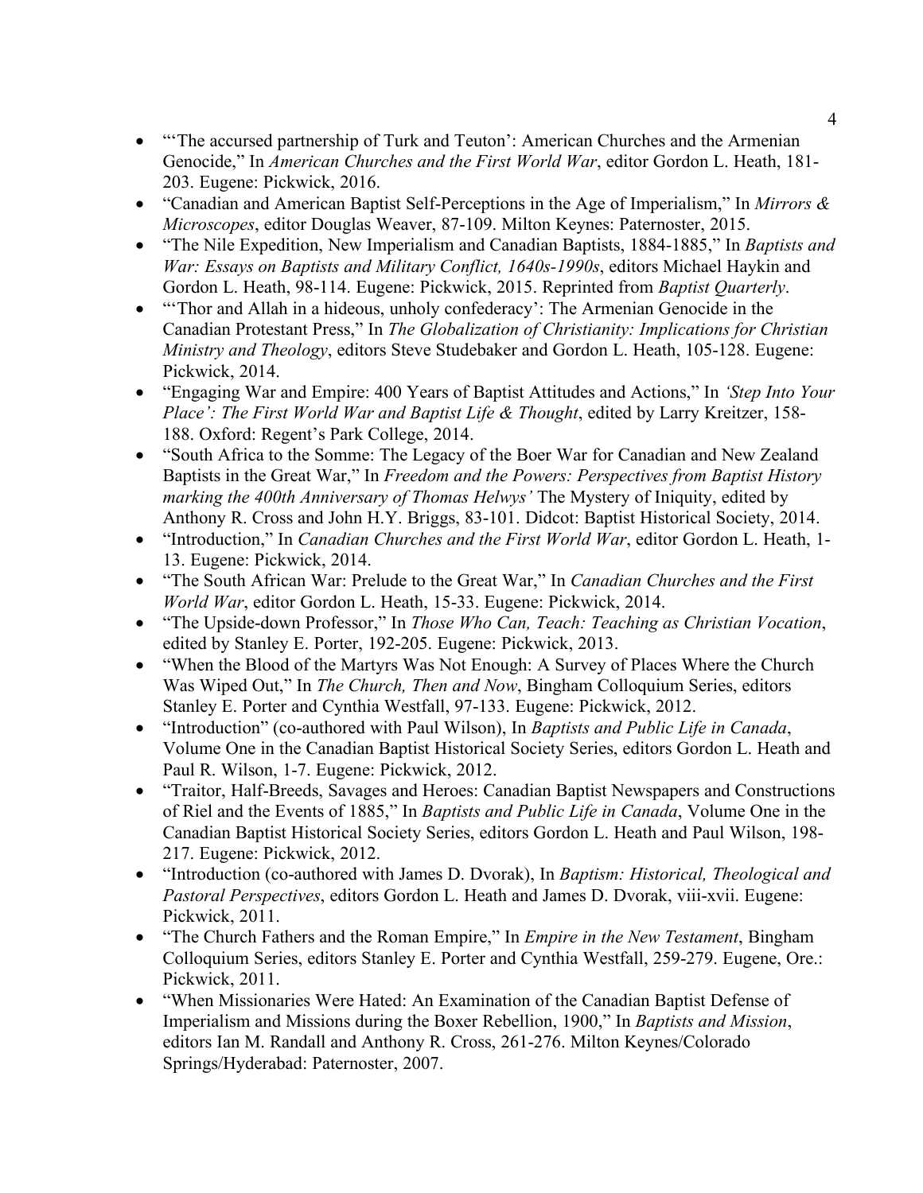- "'The accursed partnership of Turk and Teuton': American Churches and the Armenian Genocide," In *American Churches and the First World War*, editor Gordon L. Heath, 181-203. Eugene: Pickwick, 2016.
- "Canadian and American Baptist Self-Perceptions in the Age of Imperialism," In *Mirrors & Microscopes*, editor Douglas Weaver, 87-109. Milton Keynes: Paternoster, 2015.
- "The Nile Expedition, New Imperialism and Canadian Baptists, 1884-1885," In *Baptists and War: Essays on Baptists and Military Conflict, 1640s-1990s*, editors Michael Haykin and Gordon L. Heath, 98-114. Eugene: Pickwick, 2015. Reprinted from *Baptist Quarterly*.
- "'Thor and Allah in a hideous, unholy confederacy': The Armenian Genocide in the Canadian Protestant Press," In *The Globalization of Christianity: Implications for Christian Ministry and Theology*, editors Steve Studebaker and Gordon L. Heath, 105-128. Eugene: Pickwick, 2014.
- "Engaging War and Empire: 400 Years of Baptist Attitudes and Actions," In *'Step Into Your Place': The First World War and Baptist Life & Thought*, edited by Larry Kreitzer, 158-188. Oxford: Regent's Park College, 2014.
- "South Africa to the Somme: The Legacy of the Boer War for Canadian and New Zealand Baptists in the Great War," In *Freedom and the Powers: Perspectives from Baptist History marking the 400th Anniversary of Thomas Helwys'* The Mystery of Iniquity, edited by Anthony R. Cross and John H.Y. Briggs, 83-101. Didcot: Baptist Historical Society, 2014.
- "Introduction," In *Canadian Churches and the First World War*, editor Gordon L. Heath, 1-13. Eugene: Pickwick, 2014.
- "The South African War: Prelude to the Great War," In *Canadian Churches and the First World War*, editor Gordon L. Heath, 15-33. Eugene: Pickwick, 2014.
- "The Upside-down Professor," In *Those Who Can, Teach: Teaching as Christian Vocation*, edited by Stanley E. Porter, 192-205. Eugene: Pickwick, 2013.
- "When the Blood of the Martyrs Was Not Enough: A Survey of Places Where the Church Was Wiped Out," In *The Church, Then and Now*, Bingham Colloquium Series, editors Stanley E. Porter and Cynthia Westfall, 97-133. Eugene: Pickwick, 2012.
- "Introduction" (co-authored with Paul Wilson), In *Baptists and Public Life in Canada*, Volume One in the Canadian Baptist Historical Society Series, editors Gordon L. Heath and Paul R. Wilson, 1-7. Eugene: Pickwick, 2012.
- "Traitor, Half-Breeds, Savages and Heroes: Canadian Baptist Newspapers and Constructions of Riel and the Events of 1885," In *Baptists and Public Life in Canada*, Volume One in the Canadian Baptist Historical Society Series, editors Gordon L. Heath and Paul Wilson, 198-217. Eugene: Pickwick, 2012.
- "Introduction (co-authored with James D. Dvorak), In *Baptism: Historical, Theological and Pastoral Perspectives*, editors Gordon L. Heath and James D. Dvorak, viii-xvii. Eugene: Pickwick, 2011.
- "The Church Fathers and the Roman Empire," In *Empire in the New Testament*, Bingham Colloquium Series, editors Stanley E. Porter and Cynthia Westfall, 259-279. Eugene, Ore.: Pickwick, 2011.
- "When Missionaries Were Hated: An Examination of the Canadian Baptist Defense of Imperialism and Missions during the Boxer Rebellion, 1900," In *Baptists and Mission*, editors Ian M. Randall and Anthony R. Cross, 261-276. Milton Keynes/Colorado Springs/Hyderabad: Paternoster, 2007.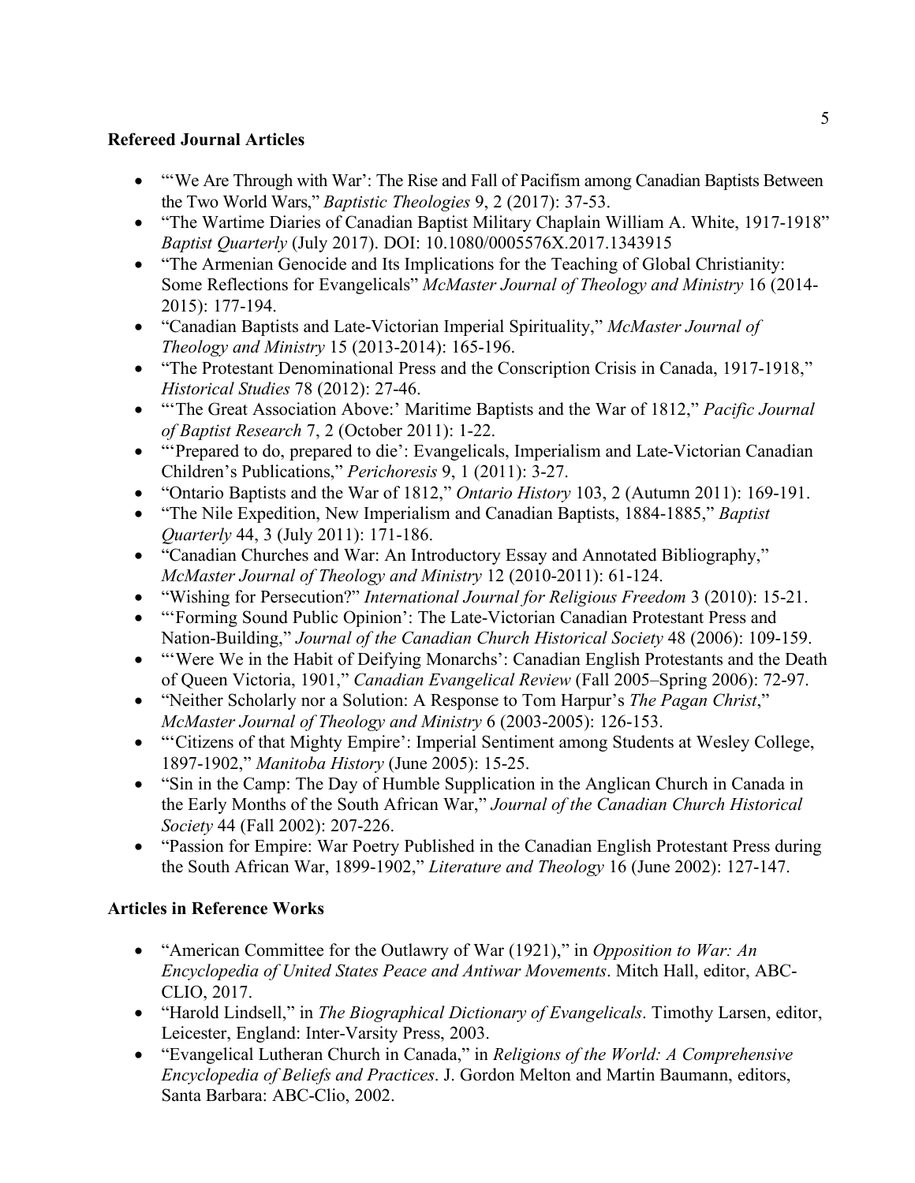**Refereed Journal Articles**

- "'We Are Through with War': The Rise and Fall of Pacifism among Canadian Baptists Between the Two World Wars," *Baptistic Theologies* 9, 2 (2017): 37-53.
- "The Wartime Diaries of Canadian Baptist Military Chaplain William A. White, 1917-1918" *Baptist Quarterly* (July 2017). DOI: 10.1080/0005576X.2017.1343915
- "The Armenian Genocide and Its Implications for the Teaching of Global Christianity: Some Reflections for Evangelicals" *McMaster Journal of Theology and Ministry* 16 (2014-2015): 177-194.
- "Canadian Baptists and Late-Victorian Imperial Spirituality," *McMaster Journal of Theology and Ministry* 15 (2013-2014): 165-196.
- "The Protestant Denominational Press and the Conscription Crisis in Canada, 1917-1918," *Historical Studies* 78 (2012): 27-46.
- "'The Great Association Above:' Maritime Baptists and the War of 1812," *Pacific Journal of Baptist Research* 7, 2 (October 2011): 1-22.
- "'Prepared to do, prepared to die': Evangelicals, Imperialism and Late-Victorian Canadian Children's Publications," *Perichoresis* 9, 1 (2011): 3-27.
- "Ontario Baptists and the War of 1812," *Ontario History* 103, 2 (Autumn 2011): 169-191.
- "The Nile Expedition, New Imperialism and Canadian Baptists, 1884-1885," *Baptist Quarterly* 44, 3 (July 2011): 171-186.
- "Canadian Churches and War: An Introductory Essay and Annotated Bibliography," *McMaster Journal of Theology and Ministry* 12 (2010-2011): 61-124.
- "Wishing for Persecution?" *International Journal for Religious Freedom* 3 (2010): 15-21.
- "'Forming Sound Public Opinion': The Late-Victorian Canadian Protestant Press and Nation-Building," *Journal of the Canadian Church Historical Society* 48 (2006): 109-159.
- "'Were We in the Habit of Deifying Monarchs': Canadian English Protestants and the Death of Queen Victoria, 1901," *Canadian Evangelical Review* (Fall 2005–Spring 2006): 72-97.
- "Neither Scholarly nor a Solution: A Response to Tom Harpur's *The Pagan Christ*," *McMaster Journal of Theology and Ministry* 6 (2003-2005): 126-153.
- "'Citizens of that Mighty Empire': Imperial Sentiment among Students at Wesley College, 1897-1902," *Manitoba History* (June 2005): 15-25.
- "Sin in the Camp: The Day of Humble Supplication in the Anglican Church in Canada in the Early Months of the South African War," *Journal of the Canadian Church Historical Society* 44 (Fall 2002): 207-226.
- "Passion for Empire: War Poetry Published in the Canadian English Protestant Press during the South African War, 1899-1902," *Literature and Theology* 16 (June 2002): 127-147.

**Articles in Reference Works**

- "American Committee for the Outlawry of War (1921)," in *Opposition to War: An Encyclopedia of United States Peace and Antiwar Movements*. Mitch Hall, editor, ABC-CLIO, 2017.
- "Harold Lindsell," in *The Biographical Dictionary of Evangelicals*. Timothy Larsen, editor, Leicester, England: Inter-Varsity Press, 2003.
- "Evangelical Lutheran Church in Canada," in *Religions of the World: A Comprehensive Encyclopedia of Beliefs and Practices*. J. Gordon Melton and Martin Baumann, editors, Santa Barbara: ABC-Clio, 2002.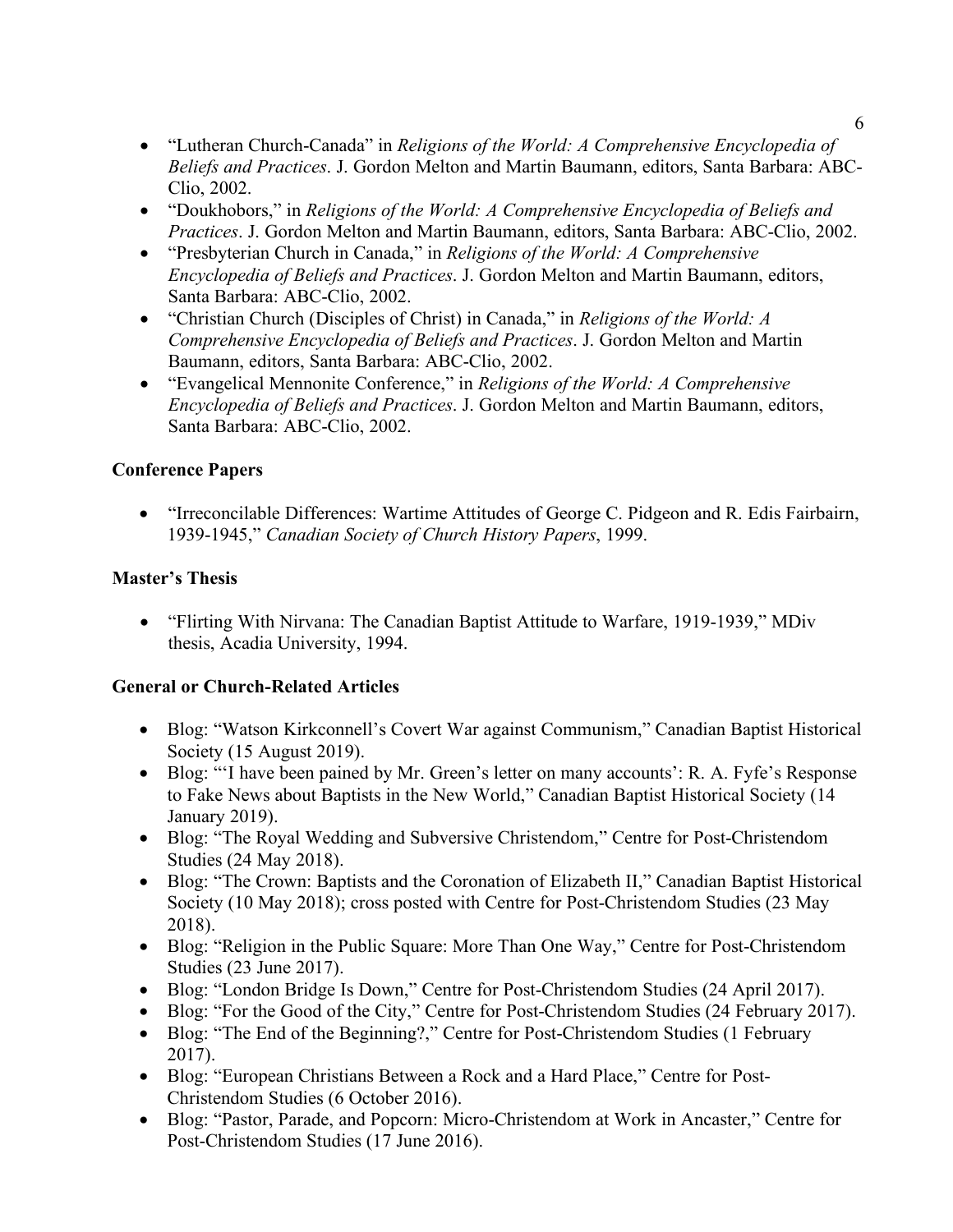- "Lutheran Church-Canada" in *Religions of the World: A Comprehensive Encyclopedia of Beliefs and Practices*. J. Gordon Melton and Martin Baumann, editors, Santa Barbara: ABC-Clio, 2002.
- "Doukhobors," in *Religions of the World: A Comprehensive Encyclopedia of Beliefs and Practices*. J. Gordon Melton and Martin Baumann, editors, Santa Barbara: ABC-Clio, 2002.
- "Presbyterian Church in Canada," in *Religions of the World: A Comprehensive Encyclopedia of Beliefs and Practices*. J. Gordon Melton and Martin Baumann, editors, Santa Barbara: ABC-Clio, 2002.
- "Christian Church (Disciples of Christ) in Canada," in *Religions of the World: A Comprehensive Encyclopedia of Beliefs and Practices*. J. Gordon Melton and Martin Baumann, editors, Santa Barbara: ABC-Clio, 2002.
- "Evangelical Mennonite Conference," in *Religions of the World: A Comprehensive Encyclopedia of Beliefs and Practices*. J. Gordon Melton and Martin Baumann, editors, Santa Barbara: ABC-Clio, 2002.

**Conference Papers**

- "Irreconcilable Differences: Wartime Attitudes of George C. Pidgeon and R. Edis Fairbairn, 1939-1945," *Canadian Society of Church History Papers*, 1999.

**Master's Thesis**

- "Flirting With Nirvana: The Canadian Baptist Attitude to Warfare, 1919-1939," MDiv thesis, Acadia University, 1994.

**General or Church-Related Articles**

- Blog: "Watson Kirkconnell's Covert War against Communism," Canadian Baptist Historical Society (15 August 2019).
- Blog: "'I have been pained by Mr. Green's letter on many accounts': R. A. Fyfe's Response to Fake News about Baptists in the New World," Canadian Baptist Historical Society (14 January 2019).
- Blog: "The Royal Wedding and Subversive Christendom," Centre for Post-Christendom Studies (24 May 2018).
- Blog: "The Crown: Baptists and the Coronation of Elizabeth II," Canadian Baptist Historical Society (10 May 2018); cross posted with Centre for Post-Christendom Studies (23 May 2018).
- Blog: "Religion in the Public Square: More Than One Way," Centre for Post-Christendom Studies (23 June 2017).
- Blog: "London Bridge Is Down," Centre for Post-Christendom Studies (24 April 2017).
- Blog: "For the Good of the City," Centre for Post-Christendom Studies (24 February 2017).
- Blog: "The End of the Beginning?," Centre for Post-Christendom Studies (1 February 2017).
- Blog: "European Christians Between a Rock and a Hard Place," Centre for Post-Christendom Studies (6 October 2016).
- Blog: "Pastor, Parade, and Popcorn: Micro-Christendom at Work in Ancaster," Centre for Post-Christendom Studies (17 June 2016).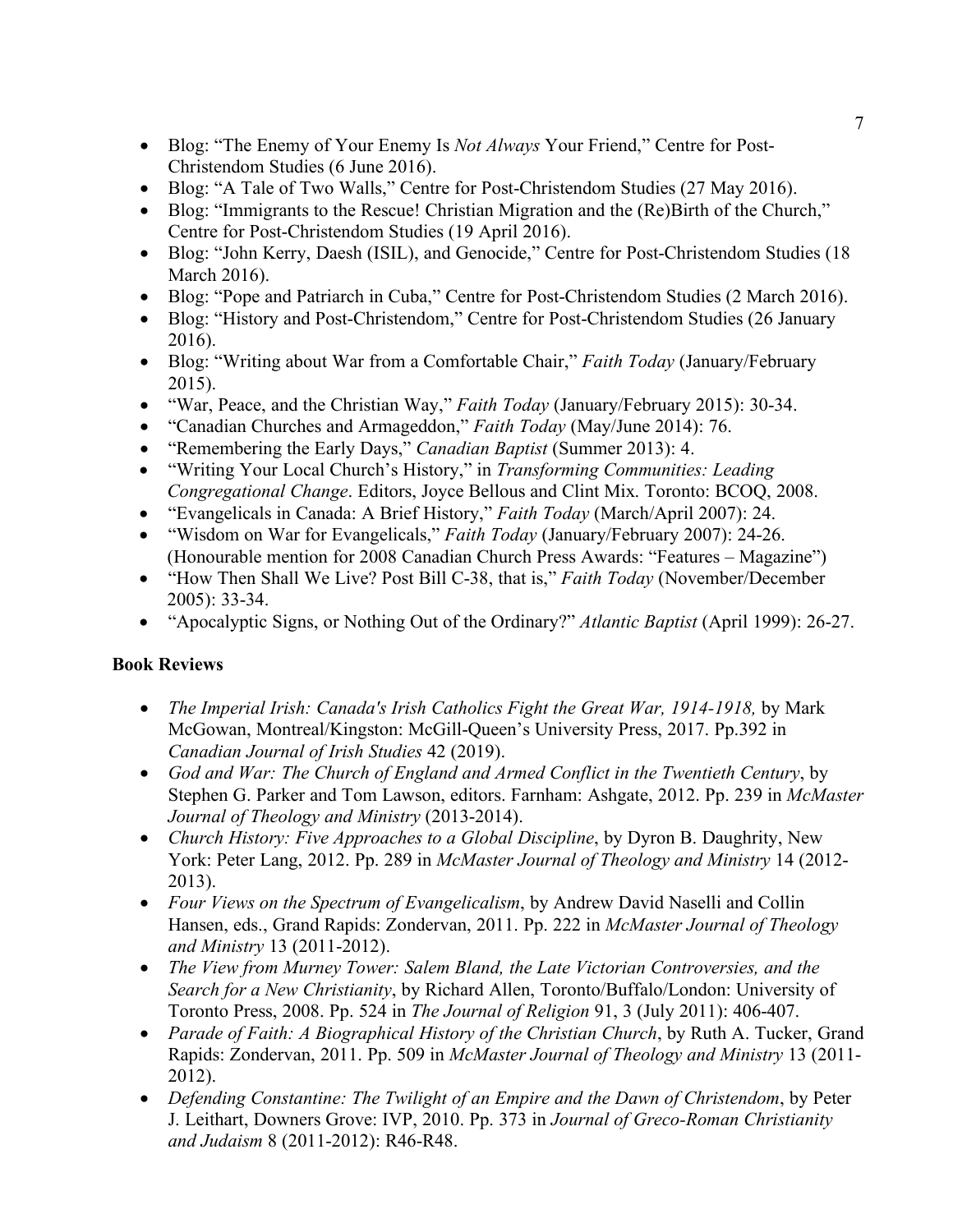- Blog: "The Enemy of Your Enemy Is *Not Always* Your Friend," Centre for Post-Christendom Studies (6 June 2016).
- Blog: "A Tale of Two Walls," Centre for Post-Christendom Studies (27 May 2016).
- Blog: "Immigrants to the Rescue! Christian Migration and the (Re)Birth of the Church," Centre for Post-Christendom Studies (19 April 2016).
- Blog: "John Kerry, Daesh (ISIL), and Genocide," Centre for Post-Christendom Studies (18 March 2016).
- Blog: "Pope and Patriarch in Cuba," Centre for Post-Christendom Studies (2 March 2016).
- Blog: "History and Post-Christendom," Centre for Post-Christendom Studies (26 January 2016).
- Blog: "Writing about War from a Comfortable Chair," *Faith Today* (January/February 2015).
- "War, Peace, and the Christian Way," *Faith Today* (January/February 2015): 30-34.
- "Canadian Churches and Armageddon," *Faith Today* (May/June 2014): 76.
- "Remembering the Early Days," *Canadian Baptist* (Summer 2013): 4.
- "Writing Your Local Church's History," in *Transforming Communities: Leading Congregational Change*. Editors, Joyce Bellous and Clint Mix. Toronto: BCOQ, 2008.
- "Evangelicals in Canada: A Brief History," *Faith Today* (March/April 2007): 24.
- "Wisdom on War for Evangelicals," *Faith Today* (January/February 2007): 24-26. (Honourable mention for 2008 Canadian Church Press Awards: "Features – Magazine")
- "How Then Shall We Live? Post Bill C-38, that is," *Faith Today* (November/December 2005): 33-34.
- "Apocalyptic Signs, or Nothing Out of the Ordinary?" *Atlantic Baptist* (April 1999): 26-27.

**Book Reviews**

- *The Imperial Irish: Canada's Irish Catholics Fight the Great War, 1914-1918,* by Mark McGowan, Montreal/Kingston: McGill-Queen's University Press, 2017. Pp.392 in *Canadian Journal of Irish Studies* 42 (2019).
- *God and War: The Church of England and Armed Conflict in the Twentieth Century*, by Stephen G. Parker and Tom Lawson, editors. Farnham: Ashgate, 2012. Pp. 239 in *McMaster Journal of Theology and Ministry* (2013-2014).
- *Church History: Five Approaches to a Global Discipline*, by Dyron B. Daughrity, New York: Peter Lang, 2012. Pp. 289 in *McMaster Journal of Theology and Ministry* 14 (2012-2013).
- *Four Views on the Spectrum of Evangelicalism*, by Andrew David Naselli and Collin Hansen, eds., Grand Rapids: Zondervan, 2011. Pp. 222 in *McMaster Journal of Theology and Ministry* 13 (2011-2012).
- *The View from Murney Tower: Salem Bland, the Late Victorian Controversies, and the Search for a New Christianity*, by Richard Allen, Toronto/Buffalo/London: University of Toronto Press, 2008. Pp. 524 in *The Journal of Religion* 91, 3 (July 2011): 406-407.
- *Parade of Faith: A Biographical History of the Christian Church*, by Ruth A. Tucker, Grand Rapids: Zondervan, 2011. Pp. 509 in *McMaster Journal of Theology and Ministry* 13 (2011-2012).
- *Defending Constantine: The Twilight of an Empire and the Dawn of Christendom*, by Peter J. Leithart, Downers Grove: IVP, 2010. Pp. 373 in *Journal of Greco-Roman Christianity and Judaism* 8 (2011-2012): R46-R48.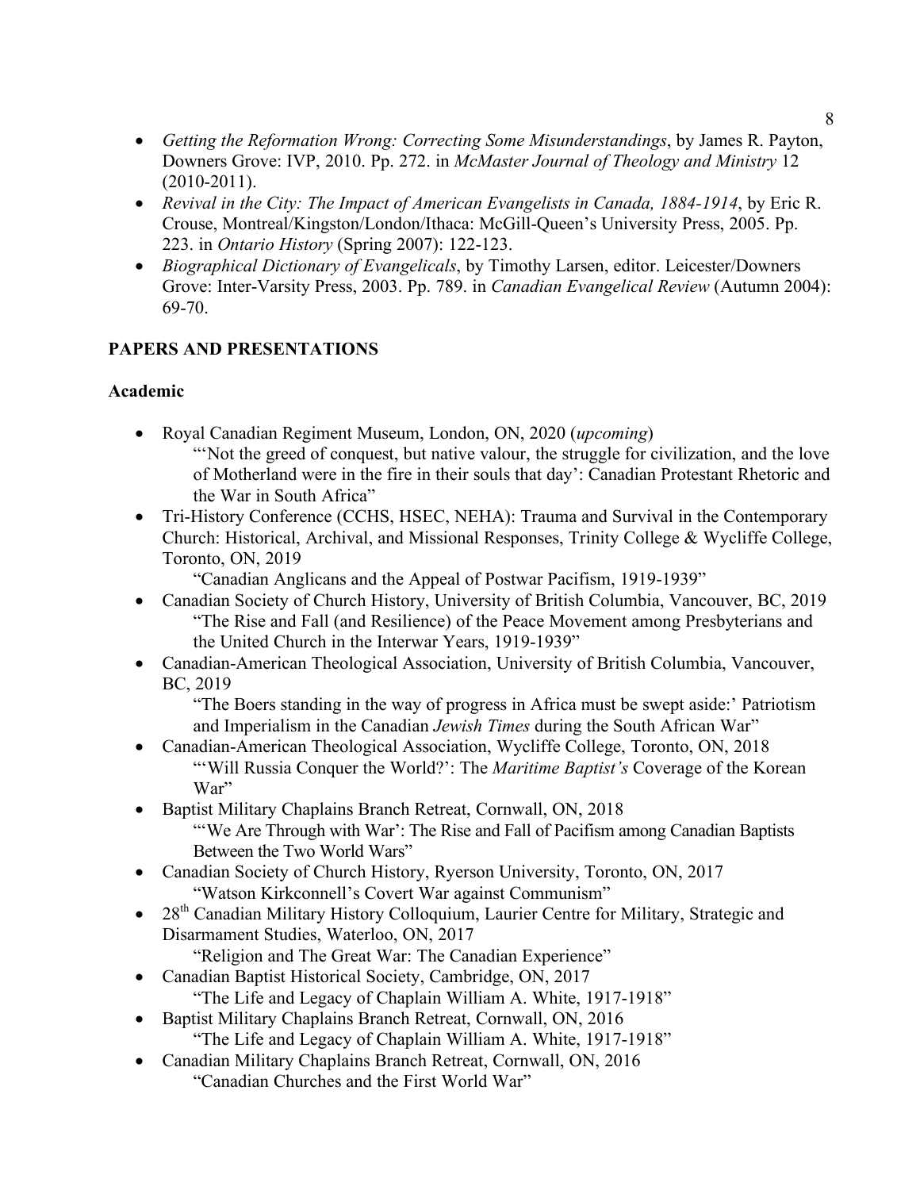- *Getting the Reformation Wrong: Correcting Some Misunderstandings*, by James R. Payton, Downers Grove: IVP, 2010. Pp. 272. in *McMaster Journal of Theology and Ministry* 12 (2010-2011).
- *Revival in the City: The Impact of American Evangelists in Canada, 1884-1914*, by Eric R. Crouse, Montreal/Kingston/London/Ithaca: McGill-Queen's University Press, 2005. Pp. 223. in *Ontario History* (Spring 2007): 122-123.
- *Biographical Dictionary of Evangelicals*, by Timothy Larsen, editor. Leicester/Downers Grove: Inter-Varsity Press, 2003. Pp. 789. in *Canadian Evangelical Review* (Autumn 2004): 69-70.

## PAPERS AND PRESENTATIONS

### Academic

- Royal Canadian Regiment Museum, London, ON, 2020 (*upcoming*)
  "'Not the greed of conquest, but native valour, the struggle for civilization, and the love of Motherland were in the fire in their souls that day': Canadian Protestant Rhetoric and the War in South Africa"
- Tri-History Conference (CCHS, HSEC, NEHA): Trauma and Survival in the Contemporary Church: Historical, Archival, and Missional Responses, Trinity College & Wycliffe College, Toronto, ON, 2019
  "Canadian Anglicans and the Appeal of Postwar Pacifism, 1919-1939"
- Canadian Society of Church History, University of British Columbia, Vancouver, BC, 2019
  "The Rise and Fall (and Resilience) of the Peace Movement among Presbyterians and the United Church in the Interwar Years, 1919-1939"
- Canadian-American Theological Association, University of British Columbia, Vancouver, BC, 2019
  "The Boers standing in the way of progress in Africa must be swept aside:' Patriotism and Imperialism in the Canadian *Jewish Times* during the South African War"
- Canadian-American Theological Association, Wycliffe College, Toronto, ON, 2018
  "'Will Russia Conquer the World?': The *Maritime Baptist's* Coverage of the Korean War"
- Baptist Military Chaplains Branch Retreat, Cornwall, ON, 2018
  "'We Are Through with War': The Rise and Fall of Pacifism among Canadian Baptists Between the Two World Wars"
- Canadian Society of Church History, Ryerson University, Toronto, ON, 2017
  "Watson Kirkconnell's Covert War against Communism"
- 28th Canadian Military History Colloquium, Laurier Centre for Military, Strategic and Disarmament Studies, Waterloo, ON, 2017
  "Religion and The Great War: The Canadian Experience"
- Canadian Baptist Historical Society, Cambridge, ON, 2017
  "The Life and Legacy of Chaplain William A. White, 1917-1918"
- Baptist Military Chaplains Branch Retreat, Cornwall, ON, 2016
  "The Life and Legacy of Chaplain William A. White, 1917-1918"
- Canadian Military Chaplains Branch Retreat, Cornwall, ON, 2016
  "Canadian Churches and the First World War"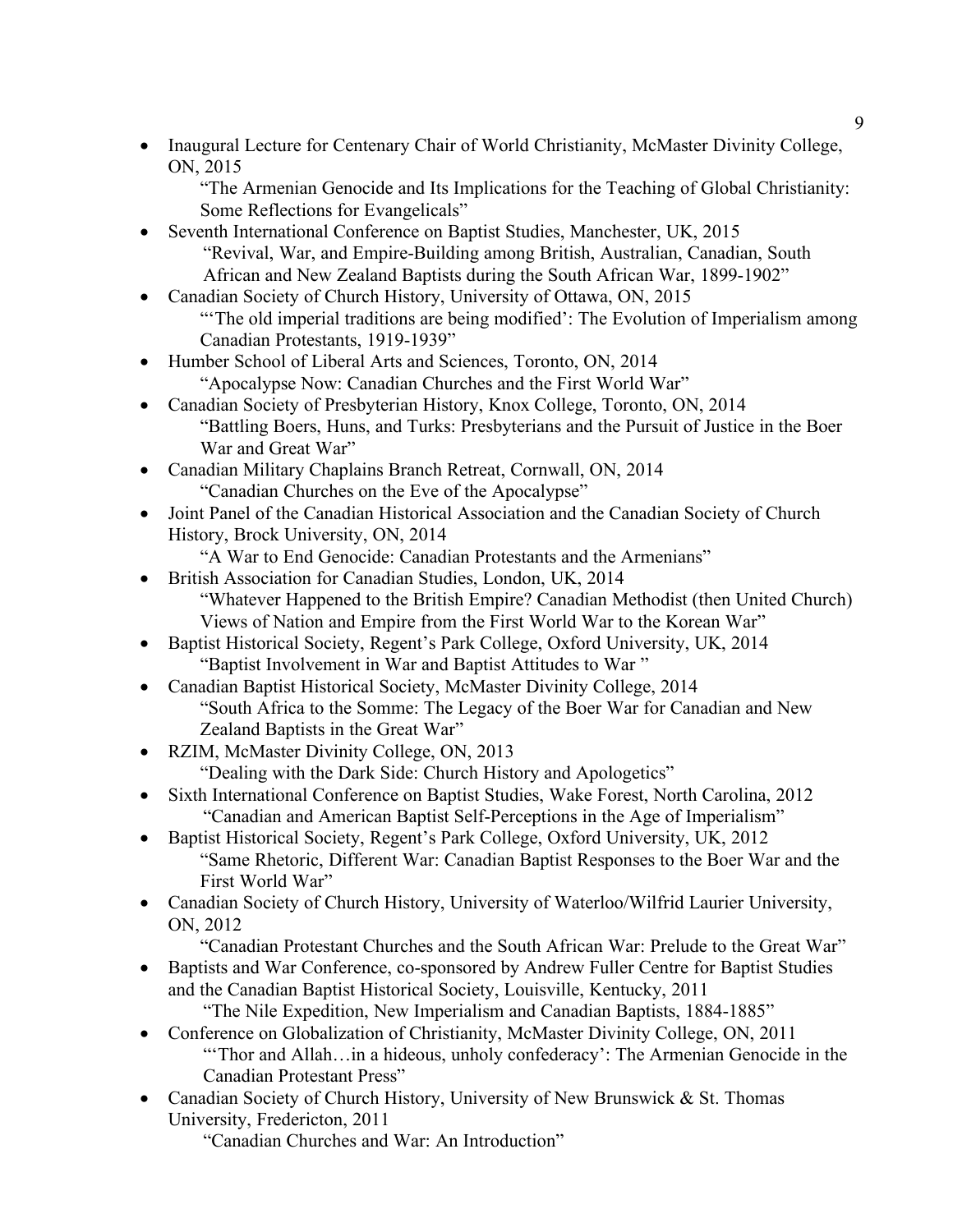- Inaugural Lecture for Centenary Chair of World Christianity, McMaster Divinity College, ON, 2015
  "The Armenian Genocide and Its Implications for the Teaching of Global Christianity: Some Reflections for Evangelicals"
- Seventh International Conference on Baptist Studies, Manchester, UK, 2015
  "Revival, War, and Empire-Building among British, Australian, Canadian, South African and New Zealand Baptists during the South African War, 1899-1902"
- Canadian Society of Church History, University of Ottawa, ON, 2015
  "'The old imperial traditions are being modified': The Evolution of Imperialism among Canadian Protestants, 1919-1939"
- Humber School of Liberal Arts and Sciences, Toronto, ON, 2014
  "Apocalypse Now: Canadian Churches and the First World War"
- Canadian Society of Presbyterian History, Knox College, Toronto, ON, 2014
  "Battling Boers, Huns, and Turks: Presbyterians and the Pursuit of Justice in the Boer War and Great War"
- Canadian Military Chaplains Branch Retreat, Cornwall, ON, 2014
  "Canadian Churches on the Eve of the Apocalypse"
- Joint Panel of the Canadian Historical Association and the Canadian Society of Church History, Brock University, ON, 2014
  "A War to End Genocide: Canadian Protestants and the Armenians"
- British Association for Canadian Studies, London, UK, 2014
  "Whatever Happened to the British Empire? Canadian Methodist (then United Church) Views of Nation and Empire from the First World War to the Korean War"
- Baptist Historical Society, Regent's Park College, Oxford University, UK, 2014
  "Baptist Involvement in War and Baptist Attitudes to War "
- Canadian Baptist Historical Society, McMaster Divinity College, 2014
  "South Africa to the Somme: The Legacy of the Boer War for Canadian and New Zealand Baptists in the Great War"
- RZIM, McMaster Divinity College, ON, 2013
  "Dealing with the Dark Side: Church History and Apologetics"
- Sixth International Conference on Baptist Studies, Wake Forest, North Carolina, 2012
  "Canadian and American Baptist Self-Perceptions in the Age of Imperialism"
- Baptist Historical Society, Regent's Park College, Oxford University, UK, 2012
  "Same Rhetoric, Different War: Canadian Baptist Responses to the Boer War and the First World War"
- Canadian Society of Church History, University of Waterloo/Wilfrid Laurier University, ON, 2012
  "Canadian Protestant Churches and the South African War: Prelude to the Great War"
- Baptists and War Conference, co-sponsored by Andrew Fuller Centre for Baptist Studies and the Canadian Baptist Historical Society, Louisville, Kentucky, 2011
  "The Nile Expedition, New Imperialism and Canadian Baptists, 1884-1885"
- Conference on Globalization of Christianity, McMaster Divinity College, ON, 2011
  "'Thor and Allah…in a hideous, unholy confederacy': The Armenian Genocide in the Canadian Protestant Press"
- Canadian Society of Church History, University of New Brunswick & St. Thomas University, Fredericton, 2011
  "Canadian Churches and War: An Introduction"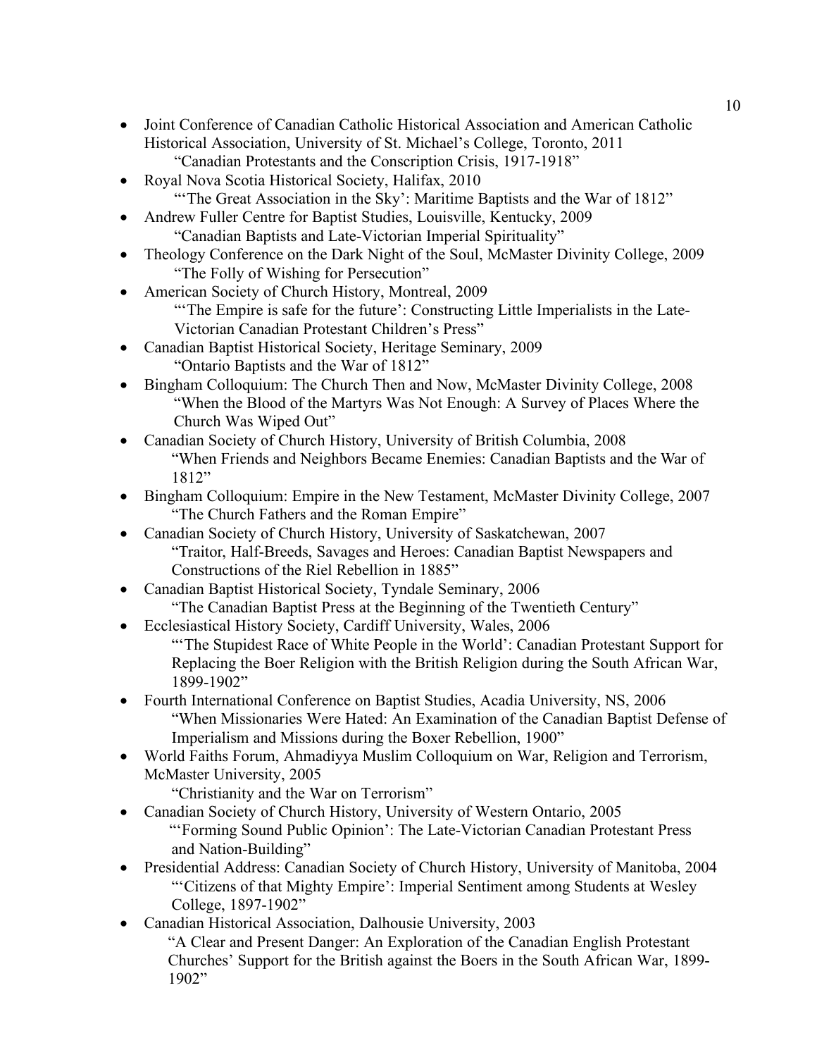- Joint Conference of Canadian Catholic Historical Association and American Catholic Historical Association, University of St. Michael's College, Toronto, 2011
  "Canadian Protestants and the Conscription Crisis, 1917-1918"
- Royal Nova Scotia Historical Society, Halifax, 2010
  "'The Great Association in the Sky': Maritime Baptists and the War of 1812"
- Andrew Fuller Centre for Baptist Studies, Louisville, Kentucky, 2009
  "Canadian Baptists and Late-Victorian Imperial Spirituality"
- Theology Conference on the Dark Night of the Soul, McMaster Divinity College, 2009
  "The Folly of Wishing for Persecution"
- American Society of Church History, Montreal, 2009
  "'The Empire is safe for the future': Constructing Little Imperialists in the Late-Victorian Canadian Protestant Children's Press"
- Canadian Baptist Historical Society, Heritage Seminary, 2009
  "Ontario Baptists and the War of 1812"
- Bingham Colloquium: The Church Then and Now, McMaster Divinity College, 2008
  "When the Blood of the Martyrs Was Not Enough: A Survey of Places Where the Church Was Wiped Out"
- Canadian Society of Church History, University of British Columbia, 2008
  "When Friends and Neighbors Became Enemies: Canadian Baptists and the War of 1812"
- Bingham Colloquium: Empire in the New Testament, McMaster Divinity College, 2007
  "The Church Fathers and the Roman Empire"
- Canadian Society of Church History, University of Saskatchewan, 2007
  "Traitor, Half-Breeds, Savages and Heroes: Canadian Baptist Newspapers and Constructions of the Riel Rebellion in 1885"
- Canadian Baptist Historical Society, Tyndale Seminary, 2006
  "The Canadian Baptist Press at the Beginning of the Twentieth Century"
- Ecclesiastical History Society, Cardiff University, Wales, 2006
  "'The Stupidest Race of White People in the World': Canadian Protestant Support for Replacing the Boer Religion with the British Religion during the South African War, 1899-1902"
- Fourth International Conference on Baptist Studies, Acadia University, NS, 2006
  "When Missionaries Were Hated: An Examination of the Canadian Baptist Defense of Imperialism and Missions during the Boxer Rebellion, 1900"
- World Faiths Forum, Ahmadiyya Muslim Colloquium on War, Religion and Terrorism, McMaster University, 2005
  "Christianity and the War on Terrorism"
- Canadian Society of Church History, University of Western Ontario, 2005
  "'Forming Sound Public Opinion': The Late-Victorian Canadian Protestant Press and Nation-Building"
- Presidential Address: Canadian Society of Church History, University of Manitoba, 2004
  "'Citizens of that Mighty Empire': Imperial Sentiment among Students at Wesley College, 1897-1902"
- Canadian Historical Association, Dalhousie University, 2003
  "A Clear and Present Danger: An Exploration of the Canadian English Protestant Churches' Support for the British against the Boers in the South African War, 1899-1902"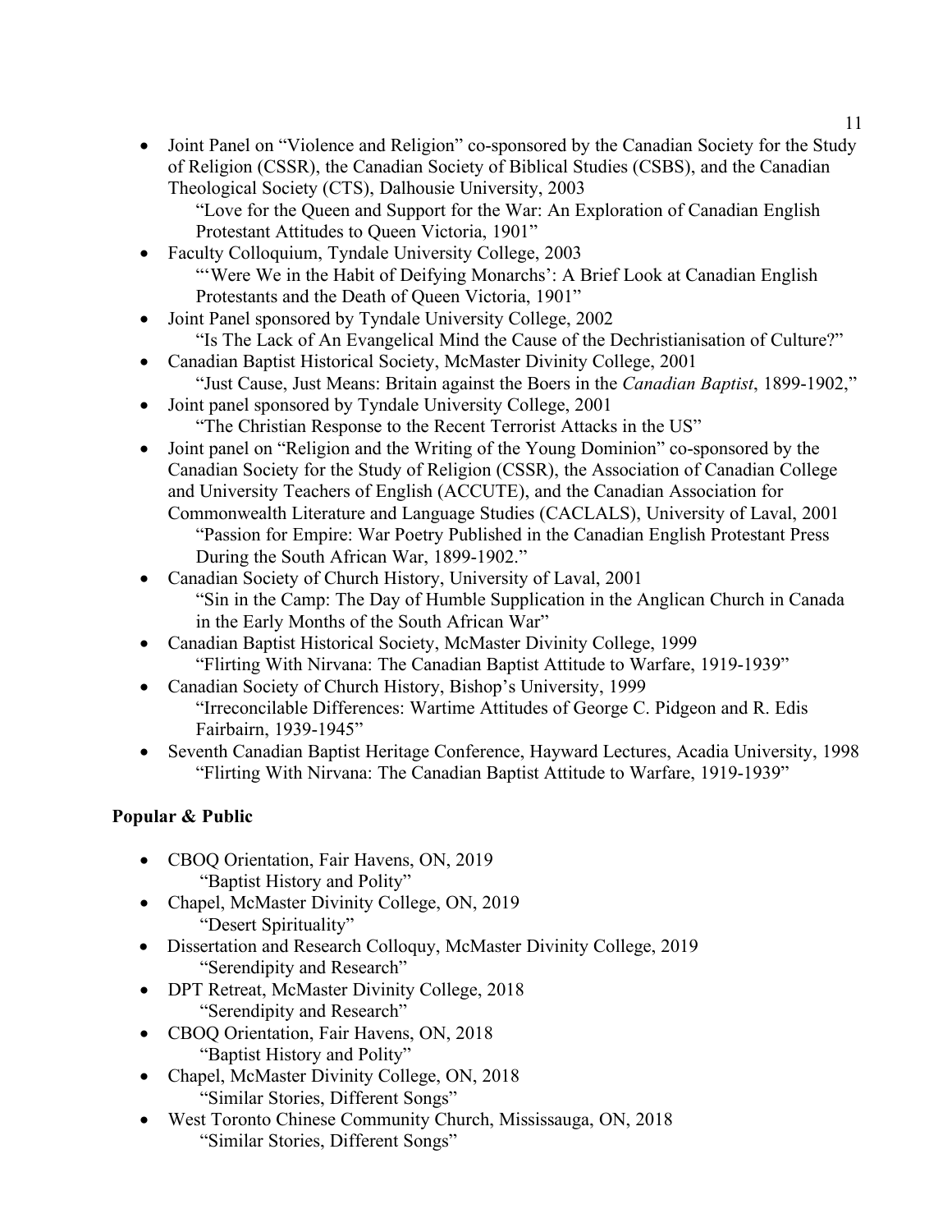- Joint Panel on "Violence and Religion" co-sponsored by the Canadian Society for the Study of Religion (CSSR), the Canadian Society of Biblical Studies (CSBS), and the Canadian Theological Society (CTS), Dalhousie University, 2003
  "Love for the Queen and Support for the War: An Exploration of Canadian English Protestant Attitudes to Queen Victoria, 1901"
- Faculty Colloquium, Tyndale University College, 2003
  "'Were We in the Habit of Deifying Monarchs': A Brief Look at Canadian English Protestants and the Death of Queen Victoria, 1901"
- Joint Panel sponsored by Tyndale University College, 2002
  "Is The Lack of An Evangelical Mind the Cause of the Dechristianisation of Culture?"
- Canadian Baptist Historical Society, McMaster Divinity College, 2001
  "Just Cause, Just Means: Britain against the Boers in the *Canadian Baptist*, 1899-1902,"
- Joint panel sponsored by Tyndale University College, 2001
  "The Christian Response to the Recent Terrorist Attacks in the US"
- Joint panel on "Religion and the Writing of the Young Dominion" co-sponsored by the Canadian Society for the Study of Religion (CSSR), the Association of Canadian College and University Teachers of English (ACCUTE), and the Canadian Association for Commonwealth Literature and Language Studies (CACLALS), University of Laval, 2001
  "Passion for Empire: War Poetry Published in the Canadian English Protestant Press During the South African War, 1899-1902."
- Canadian Society of Church History, University of Laval, 2001
  "Sin in the Camp: The Day of Humble Supplication in the Anglican Church in Canada in the Early Months of the South African War"
- Canadian Baptist Historical Society, McMaster Divinity College, 1999
  "Flirting With Nirvana: The Canadian Baptist Attitude to Warfare, 1919-1939"
- Canadian Society of Church History, Bishop's University, 1999
  "Irreconcilable Differences: Wartime Attitudes of George C. Pidgeon and R. Edis Fairbairn, 1939-1945"
- Seventh Canadian Baptist Heritage Conference, Hayward Lectures, Acadia University, 1998
  "Flirting With Nirvana: The Canadian Baptist Attitude to Warfare, 1919-1939"

**Popular & Public**

- CBOQ Orientation, Fair Havens, ON, 2019
  "Baptist History and Polity"
- Chapel, McMaster Divinity College, ON, 2019
  "Desert Spirituality"
- Dissertation and Research Colloquy, McMaster Divinity College, 2019
  "Serendipity and Research"
- DPT Retreat, McMaster Divinity College, 2018
  "Serendipity and Research"
- CBOQ Orientation, Fair Havens, ON, 2018
  "Baptist History and Polity"
- Chapel, McMaster Divinity College, ON, 2018
  "Similar Stories, Different Songs"
- West Toronto Chinese Community Church, Mississauga, ON, 2018
  "Similar Stories, Different Songs"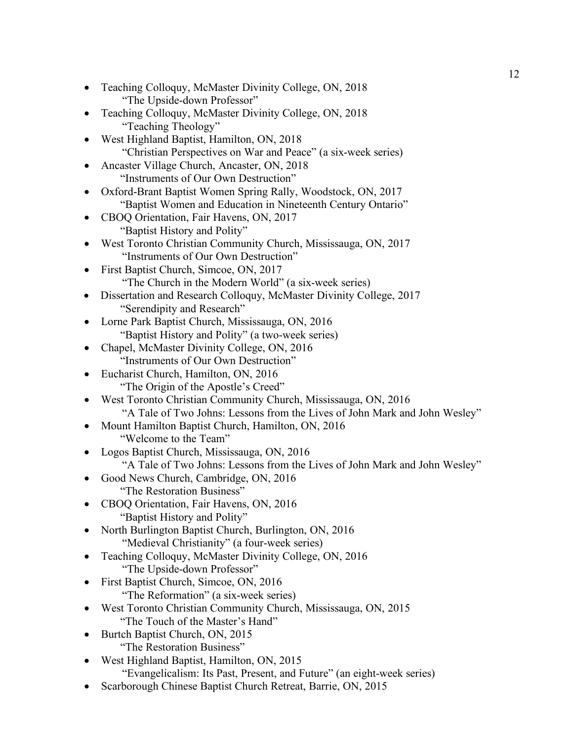- Teaching Colloquy, McMaster Divinity College, ON, 2018
  "The Upside-down Professor"
- Teaching Colloquy, McMaster Divinity College, ON, 2018
  "Teaching Theology"
- West Highland Baptist, Hamilton, ON, 2018
  "Christian Perspectives on War and Peace" (a six-week series)
- Ancaster Village Church, Ancaster, ON, 2018
  "Instruments of Our Own Destruction"
- Oxford-Brant Baptist Women Spring Rally, Woodstock, ON, 2017
  "Baptist Women and Education in Nineteenth Century Ontario"
- CBOQ Orientation, Fair Havens, ON, 2017
  "Baptist History and Polity"
- West Toronto Christian Community Church, Mississauga, ON, 2017
  "Instruments of Our Own Destruction"
- First Baptist Church, Simcoe, ON, 2017
  "The Church in the Modern World" (a six-week series)
- Dissertation and Research Colloquy, McMaster Divinity College, 2017
  "Serendipity and Research"
- Lorne Park Baptist Church, Mississauga, ON, 2016
  "Baptist History and Polity" (a two-week series)
- Chapel, McMaster Divinity College, ON, 2016
  "Instruments of Our Own Destruction"
- Eucharist Church, Hamilton, ON, 2016
  "The Origin of the Apostle's Creed"
- West Toronto Christian Community Church, Mississauga, ON, 2016
  "A Tale of Two Johns: Lessons from the Lives of John Mark and John Wesley"
- Mount Hamilton Baptist Church, Hamilton, ON, 2016
  "Welcome to the Team"
- Logos Baptist Church, Mississauga, ON, 2016
  "A Tale of Two Johns: Lessons from the Lives of John Mark and John Wesley"
- Good News Church, Cambridge, ON, 2016
  "The Restoration Business"
- CBOQ Orientation, Fair Havens, ON, 2016
  "Baptist History and Polity"
- North Burlington Baptist Church, Burlington, ON, 2016
  "Medieval Christianity" (a four-week series)
- Teaching Colloquy, McMaster Divinity College, ON, 2016
  "The Upside-down Professor"
- First Baptist Church, Simcoe, ON, 2016
  "The Reformation" (a six-week series)
- West Toronto Christian Community Church, Mississauga, ON, 2015
  "The Touch of the Master's Hand"
- Burtch Baptist Church, ON, 2015
  "The Restoration Business"
- West Highland Baptist, Hamilton, ON, 2015
  "Evangelicalism: Its Past, Present, and Future" (an eight-week series)
- Scarborough Chinese Baptist Church Retreat, Barrie, ON, 2015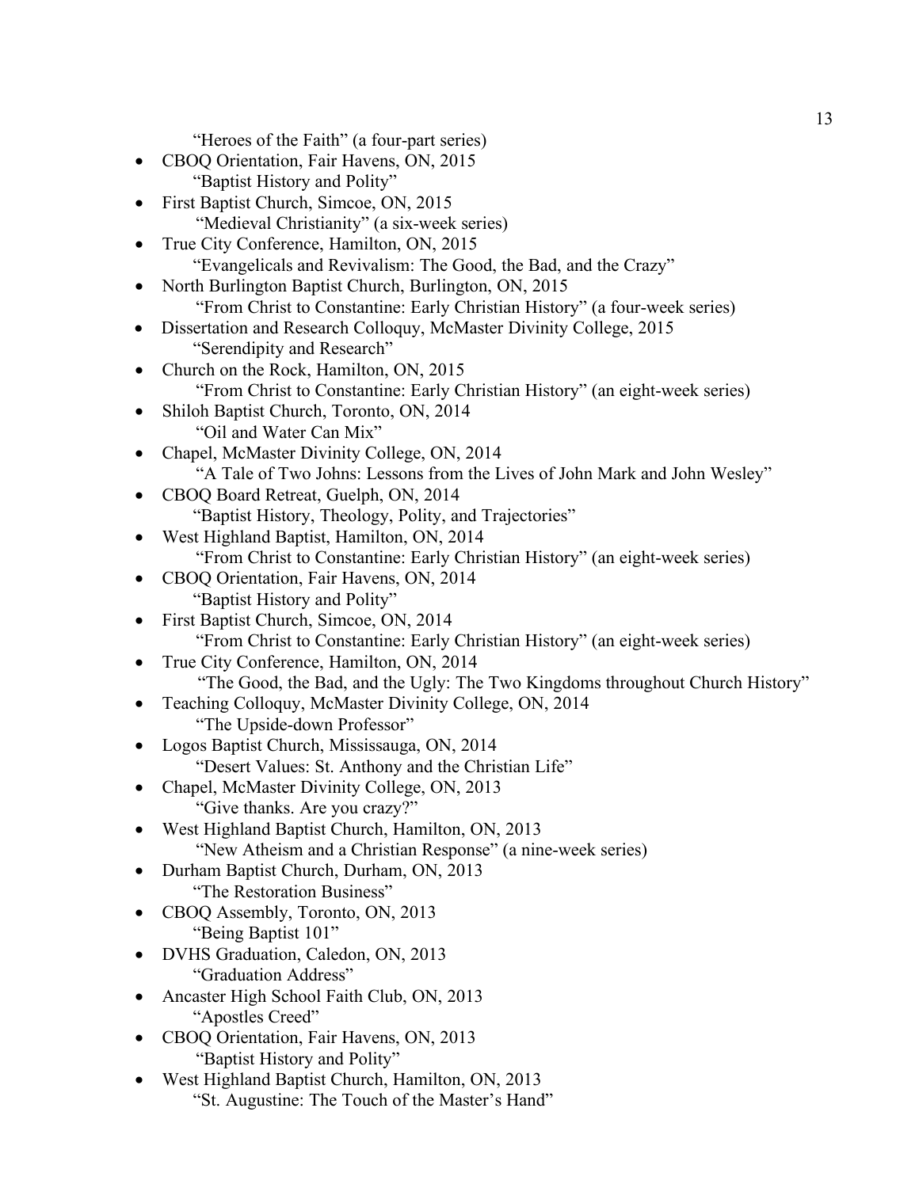"Heroes of the Faith" (a four-part series)

- CBOQ Orientation, Fair Havens, ON, 2015
  "Baptist History and Polity"
- First Baptist Church, Simcoe, ON, 2015
  "Medieval Christianity" (a six-week series)
- True City Conference, Hamilton, ON, 2015
  "Evangelicals and Revivalism: The Good, the Bad, and the Crazy"
- North Burlington Baptist Church, Burlington, ON, 2015
  "From Christ to Constantine: Early Christian History" (a four-week series)
- Dissertation and Research Colloquy, McMaster Divinity College, 2015
  "Serendipity and Research"
- Church on the Rock, Hamilton, ON, 2015
  "From Christ to Constantine: Early Christian History" (an eight-week series)
- Shiloh Baptist Church, Toronto, ON, 2014
  "Oil and Water Can Mix"
- Chapel, McMaster Divinity College, ON, 2014
  "A Tale of Two Johns: Lessons from the Lives of John Mark and John Wesley"
- CBOQ Board Retreat, Guelph, ON, 2014
  "Baptist History, Theology, Polity, and Trajectories"
- West Highland Baptist, Hamilton, ON, 2014
  "From Christ to Constantine: Early Christian History" (an eight-week series)
- CBOQ Orientation, Fair Havens, ON, 2014
  "Baptist History and Polity"
- First Baptist Church, Simcoe, ON, 2014
  "From Christ to Constantine: Early Christian History" (an eight-week series)
- True City Conference, Hamilton, ON, 2014
  "The Good, the Bad, and the Ugly: The Two Kingdoms throughout Church History"
- Teaching Colloquy, McMaster Divinity College, ON, 2014
  "The Upside-down Professor"
- Logos Baptist Church, Mississauga, ON, 2014
  "Desert Values: St. Anthony and the Christian Life"
- Chapel, McMaster Divinity College, ON, 2013
  "Give thanks. Are you crazy?"
- West Highland Baptist Church, Hamilton, ON, 2013
  "New Atheism and a Christian Response" (a nine-week series)
- Durham Baptist Church, Durham, ON, 2013
  "The Restoration Business"
- CBOQ Assembly, Toronto, ON, 2013
  "Being Baptist 101"
- DVHS Graduation, Caledon, ON, 2013
  "Graduation Address"
- Ancaster High School Faith Club, ON, 2013
  "Apostles Creed"
- CBOQ Orientation, Fair Havens, ON, 2013
  "Baptist History and Polity"
- West Highland Baptist Church, Hamilton, ON, 2013
  "St. Augustine: The Touch of the Master's Hand"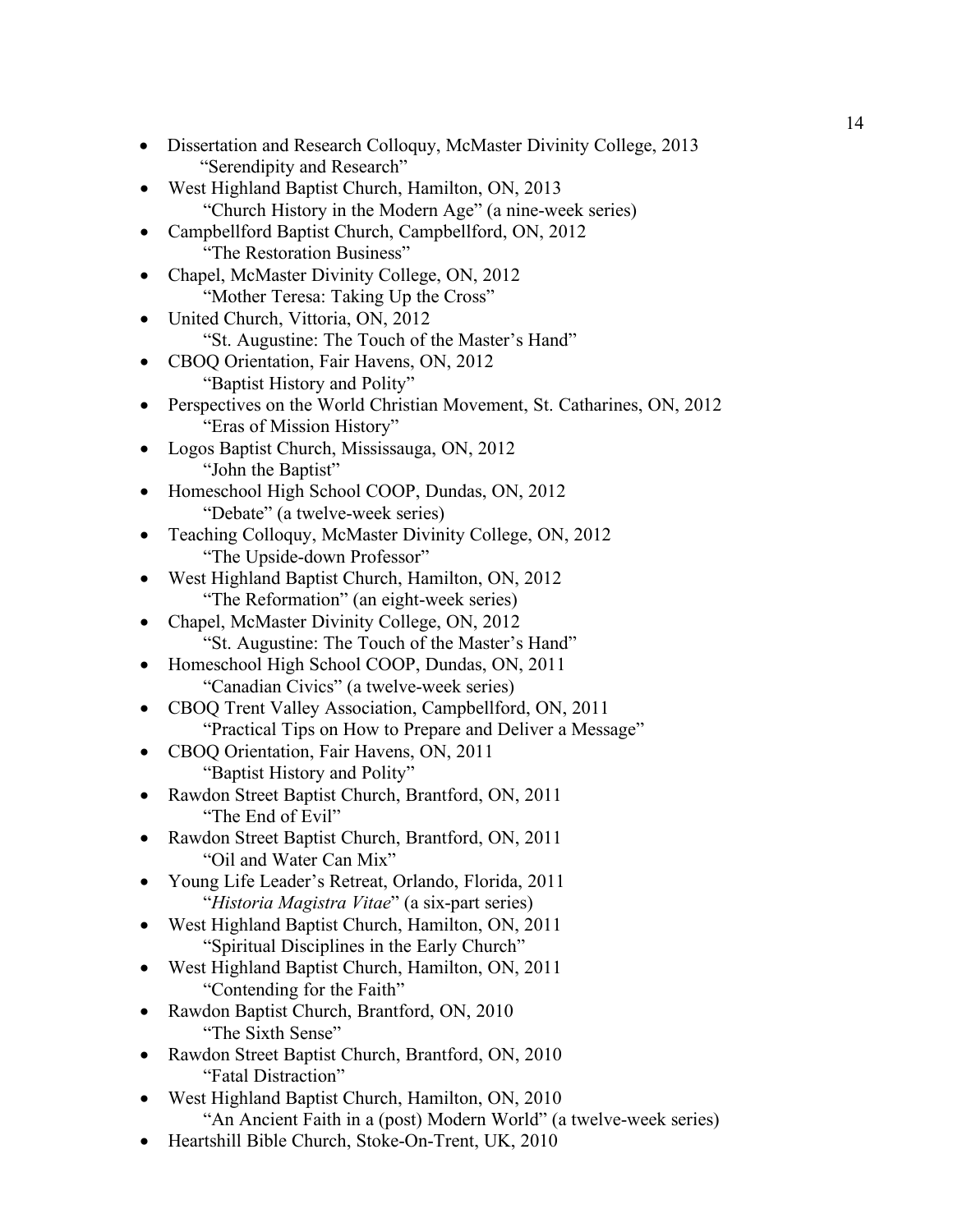- Dissertation and Research Colloquy, McMaster Divinity College, 2013
  "Serendipity and Research"
- West Highland Baptist Church, Hamilton, ON, 2013
  "Church History in the Modern Age" (a nine-week series)
- Campbellford Baptist Church, Campbellford, ON, 2012
  "The Restoration Business"
- Chapel, McMaster Divinity College, ON, 2012
  "Mother Teresa: Taking Up the Cross"
- United Church, Vittoria, ON, 2012
  "St. Augustine: The Touch of the Master's Hand"
- CBOQ Orientation, Fair Havens, ON, 2012
  "Baptist History and Polity"
- Perspectives on the World Christian Movement, St. Catharines, ON, 2012
  "Eras of Mission History"
- Logos Baptist Church, Mississauga, ON, 2012
  "John the Baptist"
- Homeschool High School COOP, Dundas, ON, 2012
  "Debate" (a twelve-week series)
- Teaching Colloquy, McMaster Divinity College, ON, 2012
  "The Upside-down Professor"
- West Highland Baptist Church, Hamilton, ON, 2012
  "The Reformation" (an eight-week series)
- Chapel, McMaster Divinity College, ON, 2012
  "St. Augustine: The Touch of the Master's Hand"
- Homeschool High School COOP, Dundas, ON, 2011
  "Canadian Civics" (a twelve-week series)
- CBOQ Trent Valley Association, Campbellford, ON, 2011
  "Practical Tips on How to Prepare and Deliver a Message"
- CBOQ Orientation, Fair Havens, ON, 2011
  "Baptist History and Polity"
- Rawdon Street Baptist Church, Brantford, ON, 2011
  "The End of Evil"
- Rawdon Street Baptist Church, Brantford, ON, 2011
  "Oil and Water Can Mix"
- Young Life Leader's Retreat, Orlando, Florida, 2011
  "*Historia Magistra Vitae*" (a six-part series)
- West Highland Baptist Church, Hamilton, ON, 2011
  "Spiritual Disciplines in the Early Church"
- West Highland Baptist Church, Hamilton, ON, 2011
  "Contending for the Faith"
- Rawdon Baptist Church, Brantford, ON, 2010
  "The Sixth Sense"
- Rawdon Street Baptist Church, Brantford, ON, 2010
  "Fatal Distraction"
- West Highland Baptist Church, Hamilton, ON, 2010
  "An Ancient Faith in a (post) Modern World" (a twelve-week series)
- Heartshill Bible Church, Stoke-On-Trent, UK, 2010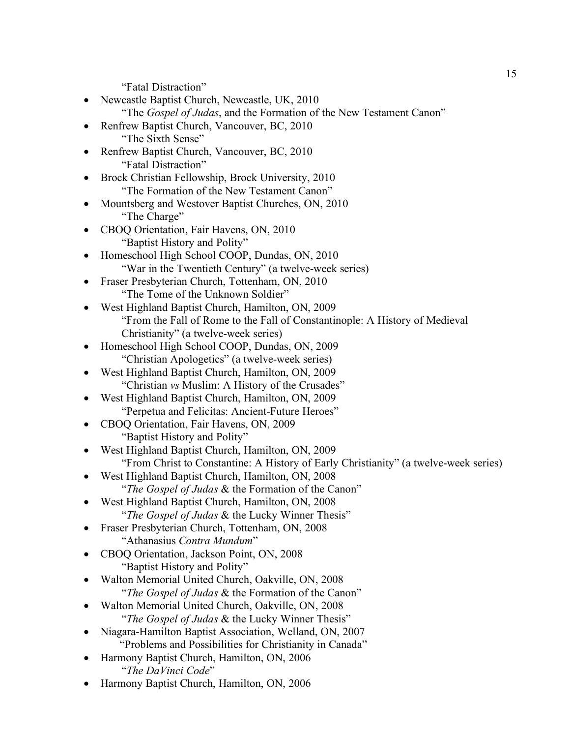"Fatal Distraction"

- Newcastle Baptist Church, Newcastle, UK, 2010
  "The *Gospel of Judas*, and the Formation of the New Testament Canon"
- Renfrew Baptist Church, Vancouver, BC, 2010
  "The Sixth Sense"
- Renfrew Baptist Church, Vancouver, BC, 2010
  "Fatal Distraction"
- Brock Christian Fellowship, Brock University, 2010
  "The Formation of the New Testament Canon"
- Mountsberg and Westover Baptist Churches, ON, 2010
  "The Charge"
- CBOQ Orientation, Fair Havens, ON, 2010
  "Baptist History and Polity"
- Homeschool High School COOP, Dundas, ON, 2010
  "War in the Twentieth Century" (a twelve-week series)
- Fraser Presbyterian Church, Tottenham, ON, 2010
  "The Tome of the Unknown Soldier"
- West Highland Baptist Church, Hamilton, ON, 2009
  "From the Fall of Rome to the Fall of Constantinople: A History of Medieval Christianity" (a twelve-week series)
- Homeschool High School COOP, Dundas, ON, 2009
  "Christian Apologetics" (a twelve-week series)
- West Highland Baptist Church, Hamilton, ON, 2009
  "Christian *vs* Muslim: A History of the Crusades"
- West Highland Baptist Church, Hamilton, ON, 2009
  "Perpetua and Felicitas: Ancient-Future Heroes"
- CBOQ Orientation, Fair Havens, ON, 2009
  "Baptist History and Polity"
- West Highland Baptist Church, Hamilton, ON, 2009
  "From Christ to Constantine: A History of Early Christianity" (a twelve-week series)
- West Highland Baptist Church, Hamilton, ON, 2008
  "*The Gospel of Judas* & the Formation of the Canon"
- West Highland Baptist Church, Hamilton, ON, 2008
  "*The Gospel of Judas* & the Lucky Winner Thesis"
- Fraser Presbyterian Church, Tottenham, ON, 2008
  "Athanasius *Contra Mundum*"
- CBOQ Orientation, Jackson Point, ON, 2008
  "Baptist History and Polity"
- Walton Memorial United Church, Oakville, ON, 2008
  "*The Gospel of Judas* & the Formation of the Canon"
- Walton Memorial United Church, Oakville, ON, 2008
  "*The Gospel of Judas* & the Lucky Winner Thesis"
- Niagara-Hamilton Baptist Association, Welland, ON, 2007
  "Problems and Possibilities for Christianity in Canada"
- Harmony Baptist Church, Hamilton, ON, 2006
  "*The DaVinci Code*"
- Harmony Baptist Church, Hamilton, ON, 2006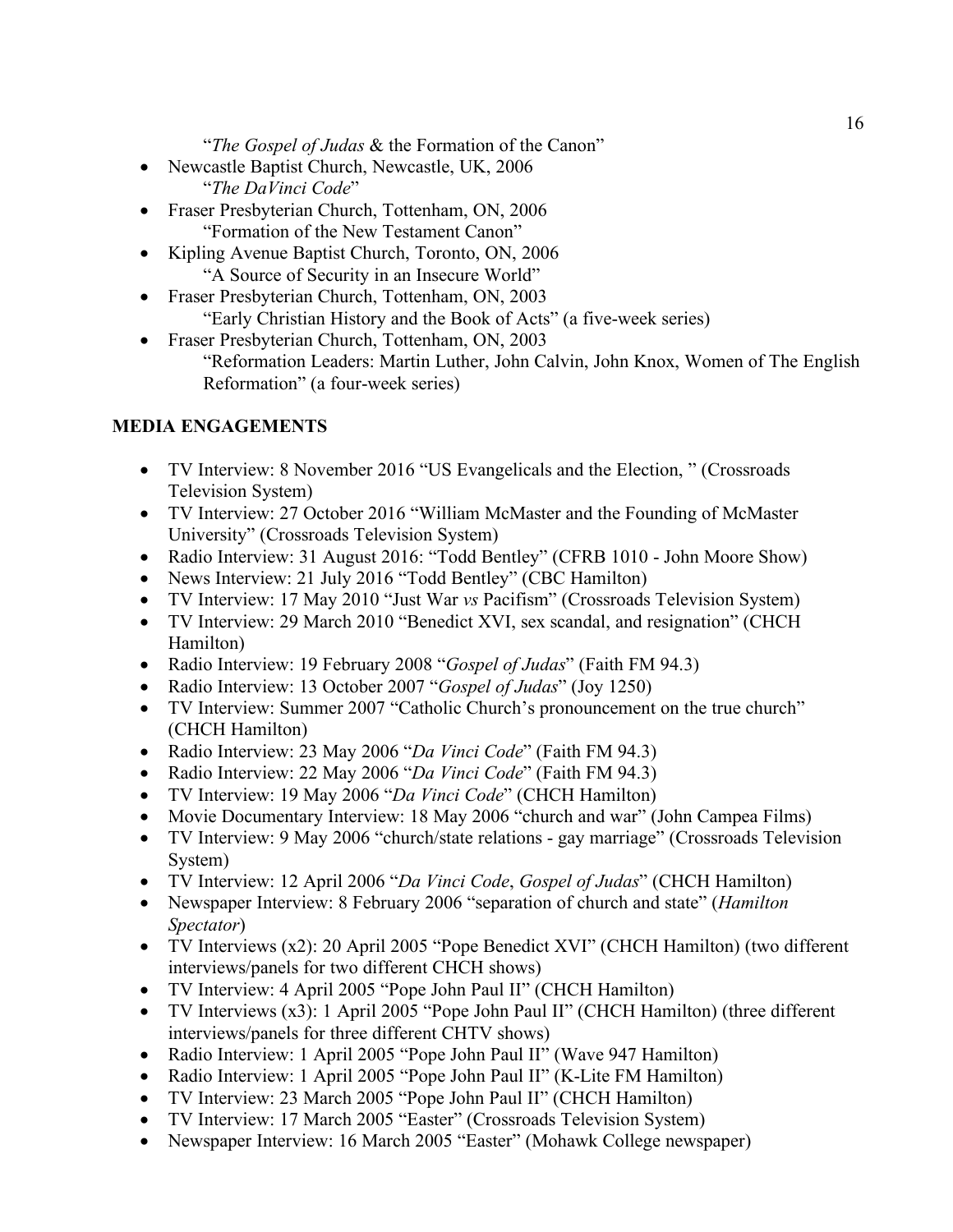"*The Gospel of Judas* & the Formation of the Canon"

- Newcastle Baptist Church, Newcastle, UK, 2006
  "*The DaVinci Code*"
- Fraser Presbyterian Church, Tottenham, ON, 2006
  "Formation of the New Testament Canon"
- Kipling Avenue Baptist Church, Toronto, ON, 2006
  "A Source of Security in an Insecure World"
- Fraser Presbyterian Church, Tottenham, ON, 2003
  "Early Christian History and the Book of Acts" (a five-week series)
- Fraser Presbyterian Church, Tottenham, ON, 2003
  "Reformation Leaders: Martin Luther, John Calvin, John Knox, Women of The English Reformation" (a four-week series)

## MEDIA ENGAGEMENTS

- TV Interview: 8 November 2016 "US Evangelicals and the Election, " (Crossroads Television System)
- TV Interview: 27 October 2016 "William McMaster and the Founding of McMaster University" (Crossroads Television System)
- Radio Interview: 31 August 2016: "Todd Bentley" (CFRB 1010 - John Moore Show)
- News Interview: 21 July 2016 "Todd Bentley" (CBC Hamilton)
- TV Interview: 17 May 2010 "Just War *vs* Pacifism" (Crossroads Television System)
- TV Interview: 29 March 2010 "Benedict XVI, sex scandal, and resignation" (CHCH Hamilton)
- Radio Interview: 19 February 2008 "*Gospel of Judas*" (Faith FM 94.3)
- Radio Interview: 13 October 2007 "*Gospel of Judas*" (Joy 1250)
- TV Interview: Summer 2007 "Catholic Church's pronouncement on the true church" (CHCH Hamilton)
- Radio Interview: 23 May 2006 "*Da Vinci Code*" (Faith FM 94.3)
- Radio Interview: 22 May 2006 "*Da Vinci Code*" (Faith FM 94.3)
- TV Interview: 19 May 2006 "*Da Vinci Code*" (CHCH Hamilton)
- Movie Documentary Interview: 18 May 2006 "church and war" (John Campea Films)
- TV Interview: 9 May 2006 "church/state relations - gay marriage" (Crossroads Television System)
- TV Interview: 12 April 2006 "*Da Vinci Code*, *Gospel of Judas*" (CHCH Hamilton)
- Newspaper Interview: 8 February 2006 "separation of church and state" (*Hamilton Spectator*)
- TV Interviews (x2): 20 April 2005 "Pope Benedict XVI" (CHCH Hamilton) (two different interviews/panels for two different CHCH shows)
- TV Interview: 4 April 2005 "Pope John Paul II" (CHCH Hamilton)
- TV Interviews (x3): 1 April 2005 "Pope John Paul II" (CHCH Hamilton) (three different interviews/panels for three different CHTV shows)
- Radio Interview: 1 April 2005 "Pope John Paul II" (Wave 947 Hamilton)
- Radio Interview: 1 April 2005 "Pope John Paul II" (K-Lite FM Hamilton)
- TV Interview: 23 March 2005 "Pope John Paul II" (CHCH Hamilton)
- TV Interview: 17 March 2005 "Easter" (Crossroads Television System)
- Newspaper Interview: 16 March 2005 "Easter" (Mohawk College newspaper)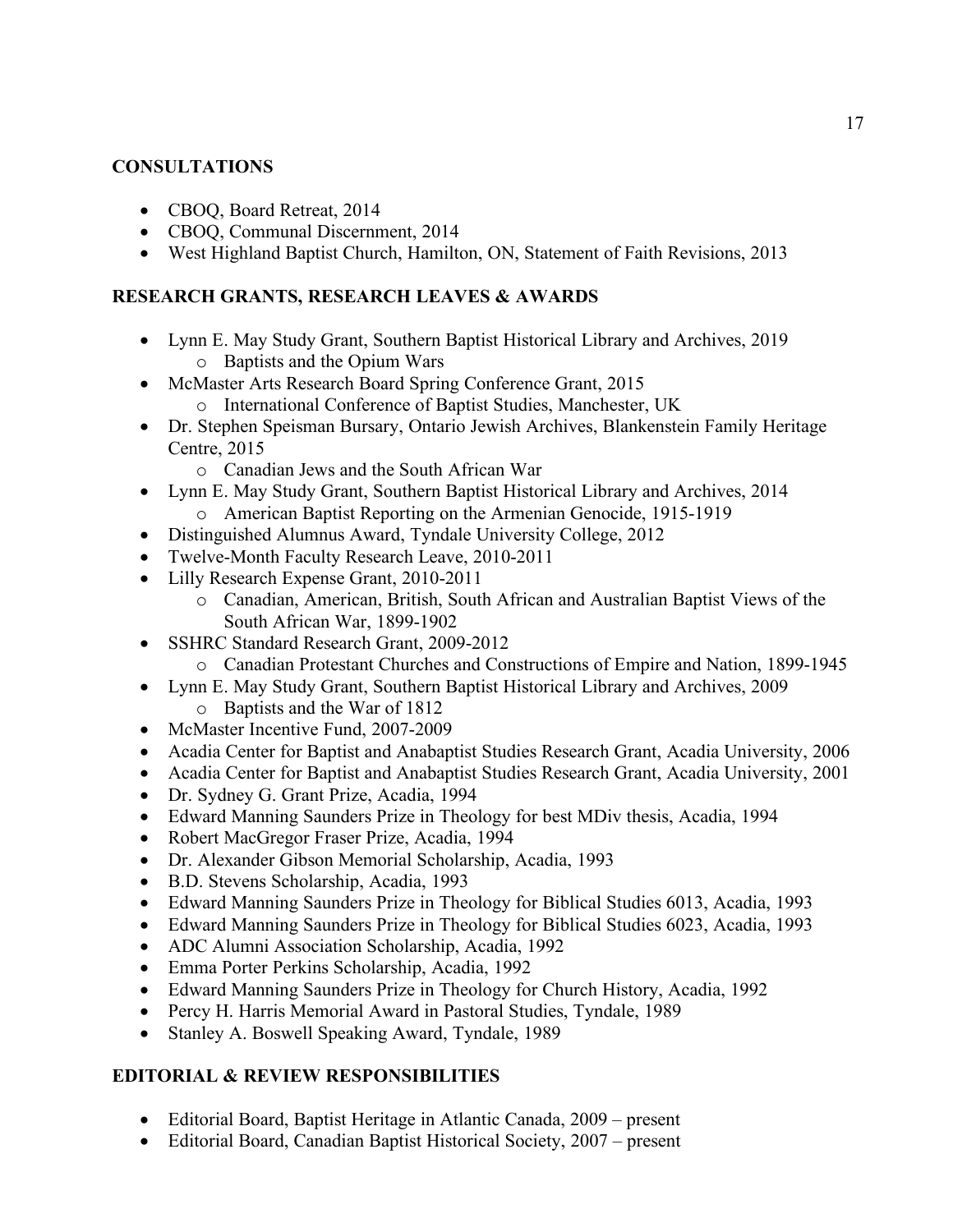## CONSULTATIONS

- CBOQ, Board Retreat, 2014
- CBOQ, Communal Discernment, 2014
- West Highland Baptist Church, Hamilton, ON, Statement of Faith Revisions, 2013

## RESEARCH GRANTS, RESEARCH LEAVES & AWARDS

- Lynn E. May Study Grant, Southern Baptist Historical Library and Archives, 2019
  - Baptists and the Opium Wars
- McMaster Arts Research Board Spring Conference Grant, 2015
  - International Conference of Baptist Studies, Manchester, UK
- Dr. Stephen Speisman Bursary, Ontario Jewish Archives, Blankenstein Family Heritage Centre, 2015
  - Canadian Jews and the South African War
- Lynn E. May Study Grant, Southern Baptist Historical Library and Archives, 2014
  - American Baptist Reporting on the Armenian Genocide, 1915-1919
- Distinguished Alumnus Award, Tyndale University College, 2012
- Twelve-Month Faculty Research Leave, 2010-2011
- Lilly Research Expense Grant, 2010-2011
  - Canadian, American, British, South African and Australian Baptist Views of the South African War, 1899-1902
- SSHRC Standard Research Grant, 2009-2012
  - Canadian Protestant Churches and Constructions of Empire and Nation, 1899-1945
- Lynn E. May Study Grant, Southern Baptist Historical Library and Archives, 2009
  - Baptists and the War of 1812
- McMaster Incentive Fund, 2007-2009
- Acadia Center for Baptist and Anabaptist Studies Research Grant, Acadia University, 2006
- Acadia Center for Baptist and Anabaptist Studies Research Grant, Acadia University, 2001
- Dr. Sydney G. Grant Prize, Acadia, 1994
- Edward Manning Saunders Prize in Theology for best MDiv thesis, Acadia, 1994
- Robert MacGregor Fraser Prize, Acadia, 1994
- Dr. Alexander Gibson Memorial Scholarship, Acadia, 1993
- B.D. Stevens Scholarship, Acadia, 1993
- Edward Manning Saunders Prize in Theology for Biblical Studies 6013, Acadia, 1993
- Edward Manning Saunders Prize in Theology for Biblical Studies 6023, Acadia, 1993
- ADC Alumni Association Scholarship, Acadia, 1992
- Emma Porter Perkins Scholarship, Acadia, 1992
- Edward Manning Saunders Prize in Theology for Church History, Acadia, 1992
- Percy H. Harris Memorial Award in Pastoral Studies, Tyndale, 1989
- Stanley A. Boswell Speaking Award, Tyndale, 1989

## EDITORIAL & REVIEW RESPONSIBILITIES

- Editorial Board, Baptist Heritage in Atlantic Canada, 2009 – present
- Editorial Board, Canadian Baptist Historical Society, 2007 – present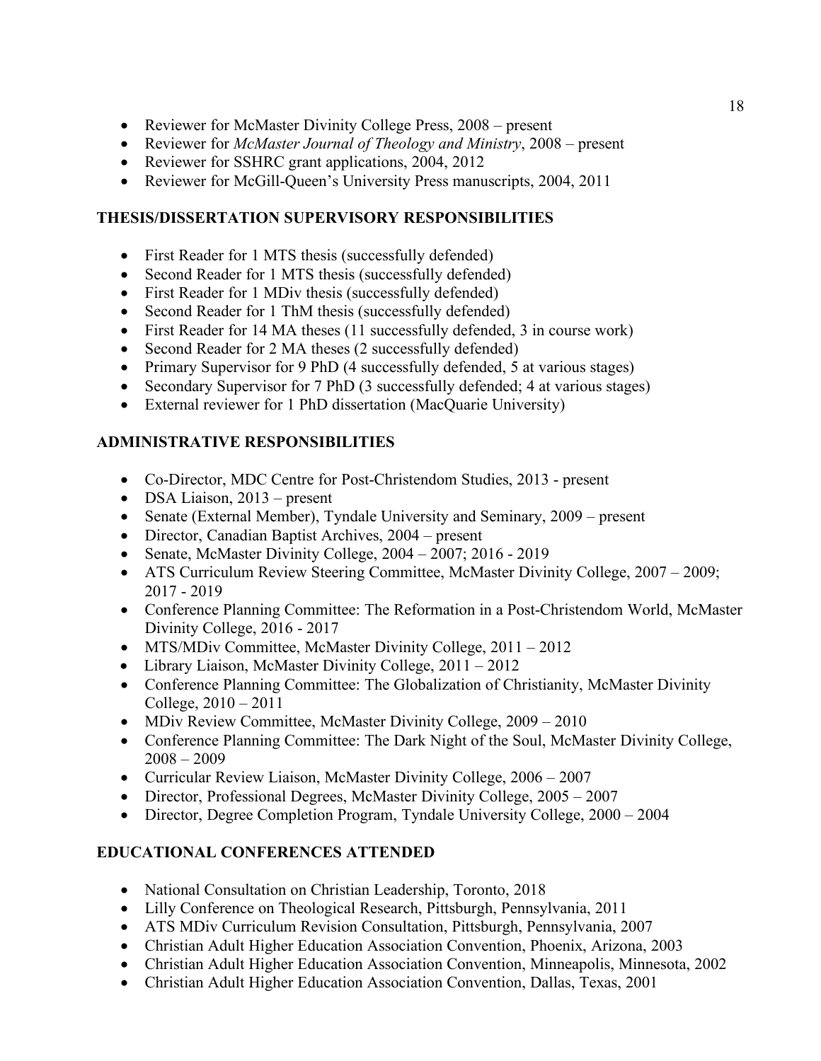- Reviewer for McMaster Divinity College Press, 2008 – present
- Reviewer for *McMaster Journal of Theology and Ministry*, 2008 – present
- Reviewer for SSHRC grant applications, 2004, 2012
- Reviewer for McGill-Queen's University Press manuscripts, 2004, 2011

## THESIS/DISSERTATION SUPERVISORY RESPONSIBILITIES

- First Reader for 1 MTS thesis (successfully defended)
- Second Reader for 1 MTS thesis (successfully defended)
- First Reader for 1 MDiv thesis (successfully defended)
- Second Reader for 1 ThM thesis (successfully defended)
- First Reader for 14 MA theses (11 successfully defended, 3 in course work)
- Second Reader for 2 MA theses (2 successfully defended)
- Primary Supervisor for 9 PhD (4 successfully defended, 5 at various stages)
- Secondary Supervisor for 7 PhD (3 successfully defended; 4 at various stages)
- External reviewer for 1 PhD dissertation (MacQuarie University)

## ADMINISTRATIVE RESPONSIBILITIES

- Co-Director, MDC Centre for Post-Christendom Studies, 2013 - present
- DSA Liaison, 2013 – present
- Senate (External Member), Tyndale University and Seminary, 2009 – present
- Director, Canadian Baptist Archives, 2004 – present
- Senate, McMaster Divinity College, 2004 – 2007; 2016 - 2019
- ATS Curriculum Review Steering Committee, McMaster Divinity College, 2007 – 2009; 2017 - 2019
- Conference Planning Committee: The Reformation in a Post-Christendom World, McMaster Divinity College, 2016 - 2017
- MTS/MDiv Committee, McMaster Divinity College, 2011 – 2012
- Library Liaison, McMaster Divinity College, 2011 – 2012
- Conference Planning Committee: The Globalization of Christianity, McMaster Divinity College, 2010 – 2011
- MDiv Review Committee, McMaster Divinity College, 2009 – 2010
- Conference Planning Committee: The Dark Night of the Soul, McMaster Divinity College, 2008 – 2009
- Curricular Review Liaison, McMaster Divinity College, 2006 – 2007
- Director, Professional Degrees, McMaster Divinity College, 2005 – 2007
- Director, Degree Completion Program, Tyndale University College, 2000 – 2004

## EDUCATIONAL CONFERENCES ATTENDED

- National Consultation on Christian Leadership, Toronto, 2018
- Lilly Conference on Theological Research, Pittsburgh, Pennsylvania, 2011
- ATS MDiv Curriculum Revision Consultation, Pittsburgh, Pennsylvania, 2007
- Christian Adult Higher Education Association Convention, Phoenix, Arizona, 2003
- Christian Adult Higher Education Association Convention, Minneapolis, Minnesota, 2002
- Christian Adult Higher Education Association Convention, Dallas, Texas, 2001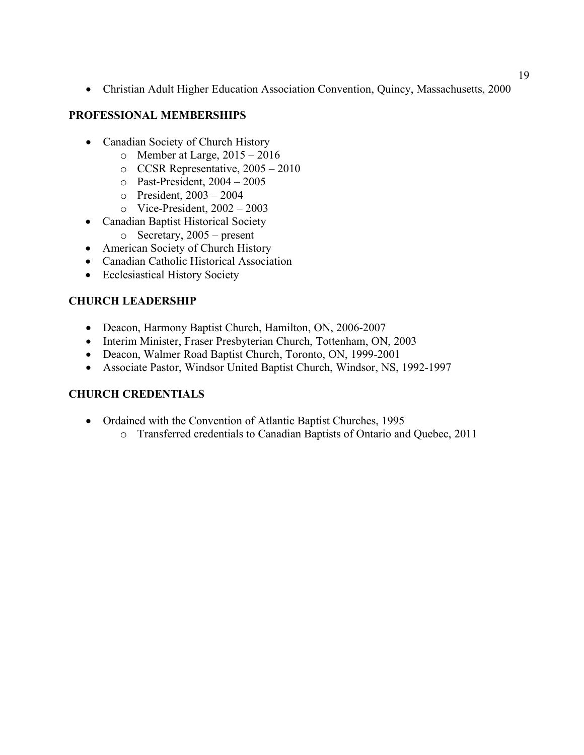- Christian Adult Higher Education Association Convention, Quincy, Massachusetts, 2000

## PROFESSIONAL MEMBERSHIPS

- Canadian Society of Church History
  - Member at Large, 2015 – 2016
  - CCSR Representative, 2005 – 2010
  - Past-President, 2004 – 2005
  - President, 2003 – 2004
  - Vice-President, 2002 – 2003
- Canadian Baptist Historical Society
  - Secretary, 2005 – present
- American Society of Church History
- Canadian Catholic Historical Association
- Ecclesiastical History Society

## CHURCH LEADERSHIP

- Deacon, Harmony Baptist Church, Hamilton, ON, 2006-2007
- Interim Minister, Fraser Presbyterian Church, Tottenham, ON, 2003
- Deacon, Walmer Road Baptist Church, Toronto, ON, 1999-2001
- Associate Pastor, Windsor United Baptist Church, Windsor, NS, 1992-1997

## CHURCH CREDENTIALS

- Ordained with the Convention of Atlantic Baptist Churches, 1995
  - Transferred credentials to Canadian Baptists of Ontario and Quebec, 2011